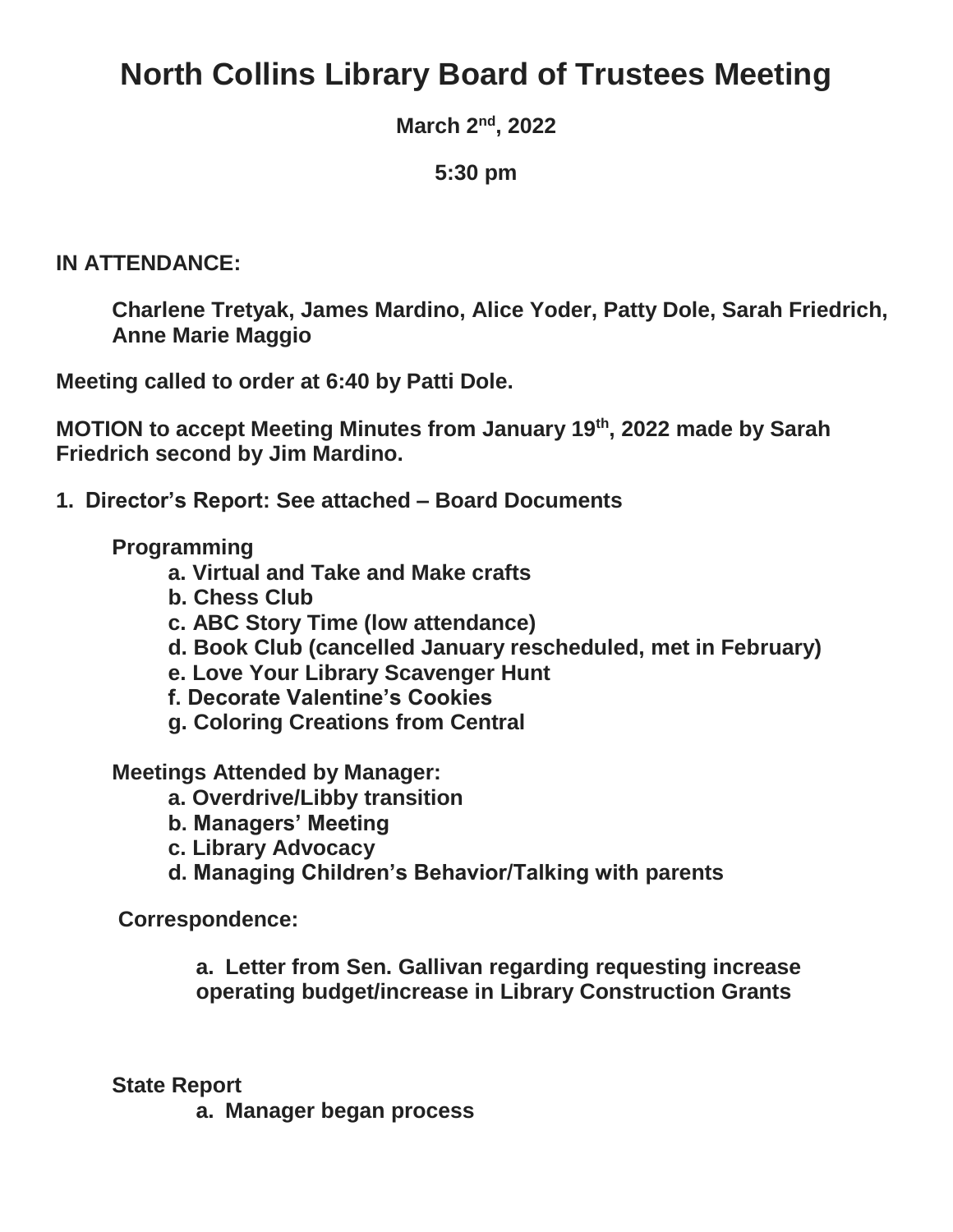# North Collins Library Board of Trustees Meeting

**March 2nd, 2022**

**5:30 pm**

**IN ATTENDANCE:**

**Charlene Tretyak, James Mardino, Alice Yoder, Patty Dole, Sarah Friedrich, Anne Marie Maggio**

**Meeting called to order at 6:40 by Patti Dole.**

**MOTION to accept Meeting Minutes from January 19th, 2022 made by Sarah Friedrich second by Jim Mardino.**

**1. Director's Report: See attached – Board Documents**

**Programming**

- a. Virtual and Take and Make crafts
- b. Chess Club
- c. ABC Story Time (low attendance)
- d. Book Club (cancelled January rescheduled, met in February)
- e. Love Your Library Scavenger Hunt
- f. Decorate Valentine's Cookies
- g. Coloring Creations from Central

**Meetings Attended by Manager:**

- a. Overdrive/Libby transition
- b. Managers' Meeting
- c. Library Advocacy
- d. Managing Children's Behavior/Talking with parents

**Correspondence:**

- a. Letter from Sen. Gallivan regarding requesting increase operating budget/increase in Library Construction Grants

**State Report**

- a. Manager began process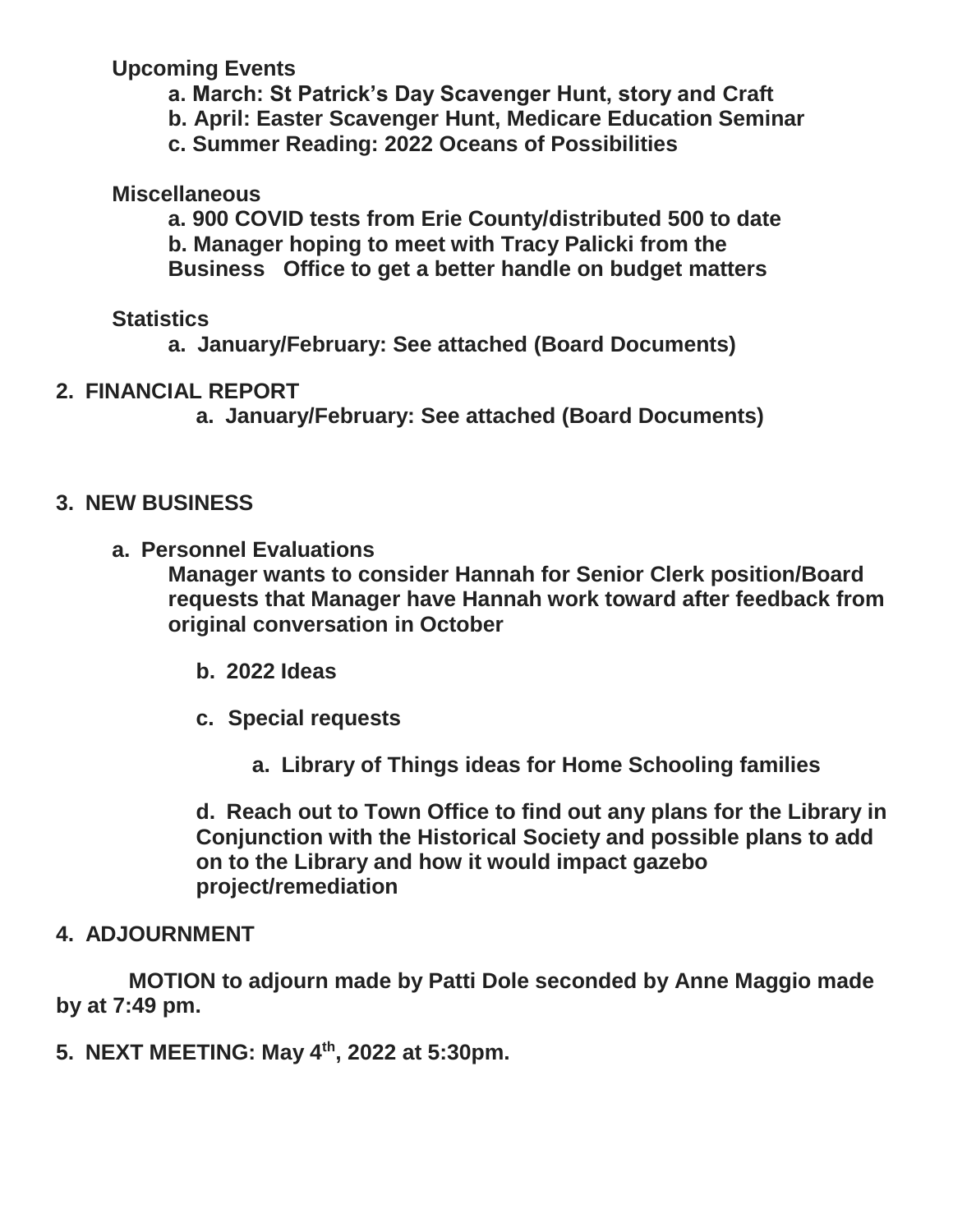**Upcoming Events**

**a. March: St Patrick's Day Scavenger Hunt, story and Craft**
**b. April: Easter Scavenger Hunt, Medicare Education Seminar**
**c. Summer Reading: 2022 Oceans of Possibilities**

**Miscellaneous**

**a. 900 COVID tests from Erie County/distributed 500 to date**
**b. Manager hoping to meet with Tracy Palicki from the Business Office to get a better handle on budget matters**

**Statistics**

**a. January/February: See attached (Board Documents)**

**2. FINANCIAL REPORT**

**a. January/February: See attached (Board Documents)**

**3. NEW BUSINESS**

**a. Personnel Evaluations**

**Manager wants to consider Hannah for Senior Clerk position/Board requests that Manager have Hannah work toward after feedback from original conversation in October**

**b. 2022 Ideas**

**c. Special requests**

**a. Library of Things ideas for Home Schooling families**

**d. Reach out to Town Office to find out any plans for the Library in Conjunction with the Historical Society and possible plans to add on to the Library and how it would impact gazebo project/remediation**

**4. ADJOURNMENT**

**MOTION to adjourn made by Patti Dole seconded by Anne Maggio made by at 7:49 pm.**

**5. NEXT MEETING: May 4th, 2022 at 5:30pm.**